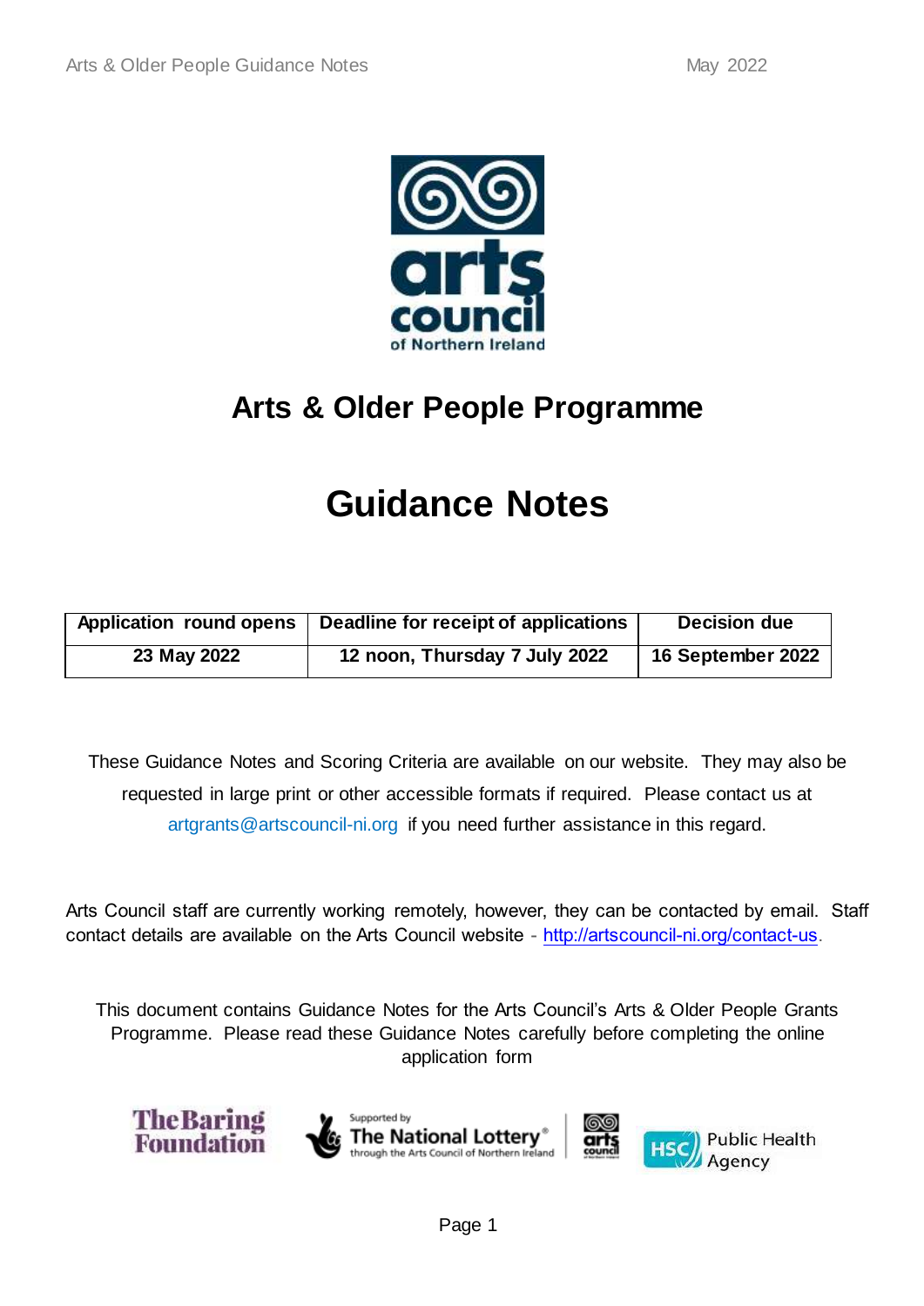# Arts & Older People Programme

# Guidance Notes

| Application round opens | Deadline for receipt of applications | Decision due |
|---|---|---|
| 23 May 2022 | 12 noon, Thursday 7 July 2022 | 16 September 2022 |

These Guidance Notes and Scoring Criteria are available on our website. They may also be requested in large print or other accessible formats if required. Please contact us at artgrants@artscouncil-ni.org if you need further assistance in this regard.

Arts Council staff are currently working remotely, however, they can be contacted by email. Staff contact details are available on the Arts Council website - http://artscouncil-ni.org/contact-us.

This document contains Guidance Notes for the Arts Council's Arts & Older People Grants Programme. Please read these Guidance Notes carefully before completing the online application form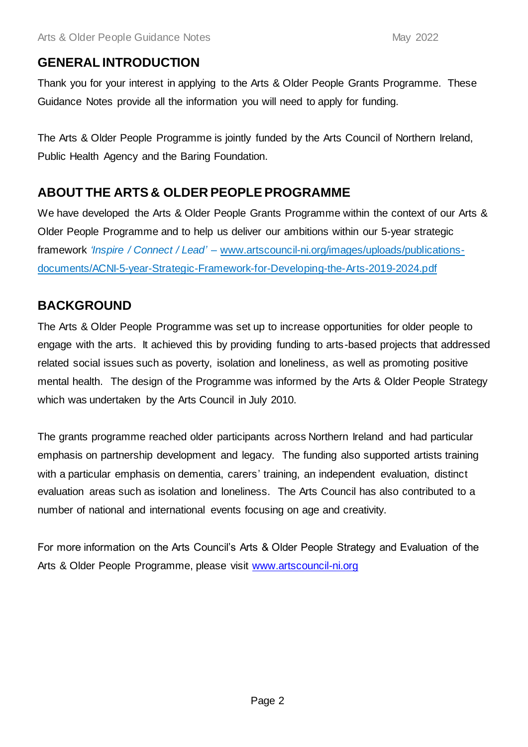## GENERAL INTRODUCTION

Thank you for your interest in applying to the Arts & Older People Grants Programme. These Guidance Notes provide all the information you will need to apply for funding.

The Arts & Older People Programme is jointly funded by the Arts Council of Northern Ireland, Public Health Agency and the Baring Foundation.

## ABOUT THE ARTS & OLDER PEOPLE PROGRAMME

We have developed the Arts & Older People Grants Programme within the context of our Arts & Older People Programme and to help us deliver our ambitions within our 5-year strategic framework *'Inspire / Connect / Lead'* – www.artscouncil-ni.org/images/uploads/publications-documents/ACNI-5-year-Strategic-Framework-for-Developing-the-Arts-2019-2024.pdf

## BACKGROUND

The Arts & Older People Programme was set up to increase opportunities for older people to engage with the arts. It achieved this by providing funding to arts-based projects that addressed related social issues such as poverty, isolation and loneliness, as well as promoting positive mental health. The design of the Programme was informed by the Arts & Older People Strategy which was undertaken by the Arts Council in July 2010.

The grants programme reached older participants across Northern Ireland and had particular emphasis on partnership development and legacy. The funding also supported artists training with a particular emphasis on dementia, carers' training, an independent evaluation, distinct evaluation areas such as isolation and loneliness. The Arts Council has also contributed to a number of national and international events focusing on age and creativity.

For more information on the Arts Council's Arts & Older People Strategy and Evaluation of the Arts & Older People Programme, please visit www.artscouncil-ni.org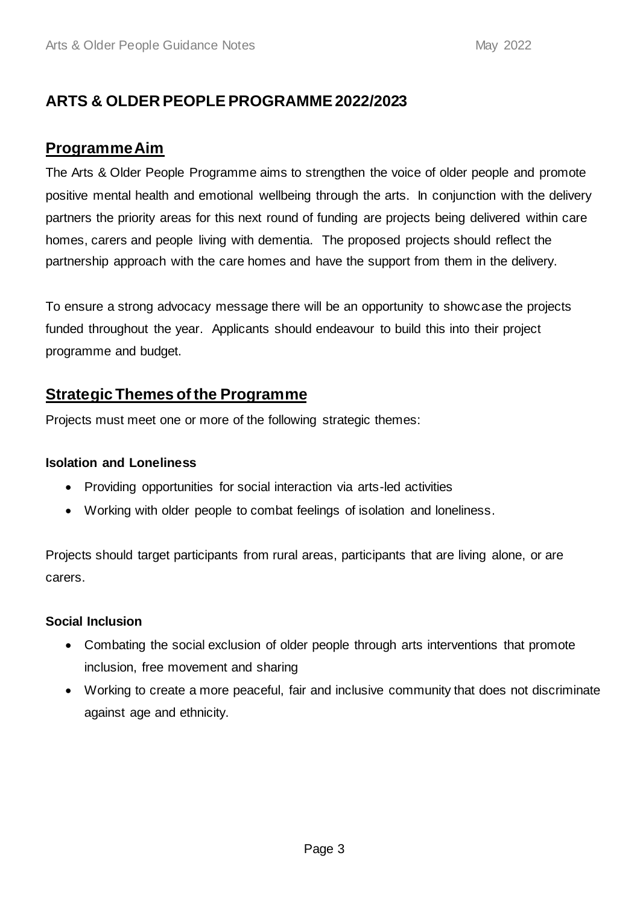# ARTS & OLDER PEOPLE PROGRAMME 2022/2023

## Programme Aim

The Arts & Older People Programme aims to strengthen the voice of older people and promote positive mental health and emotional wellbeing through the arts. In conjunction with the delivery partners the priority areas for this next round of funding are projects being delivered within care homes, carers and people living with dementia. The proposed projects should reflect the partnership approach with the care homes and have the support from them in the delivery.

To ensure a strong advocacy message there will be an opportunity to showcase the projects funded throughout the year. Applicants should endeavour to build this into their project programme and budget.

## Strategic Themes of the Programme

Projects must meet one or more of the following strategic themes:

**Isolation and Loneliness**

- Providing opportunities for social interaction via arts-led activities
- Working with older people to combat feelings of isolation and loneliness.

Projects should target participants from rural areas, participants that are living alone, or are carers.

**Social Inclusion**

- Combating the social exclusion of older people through arts interventions that promote inclusion, free movement and sharing
- Working to create a more peaceful, fair and inclusive community that does not discriminate against age and ethnicity.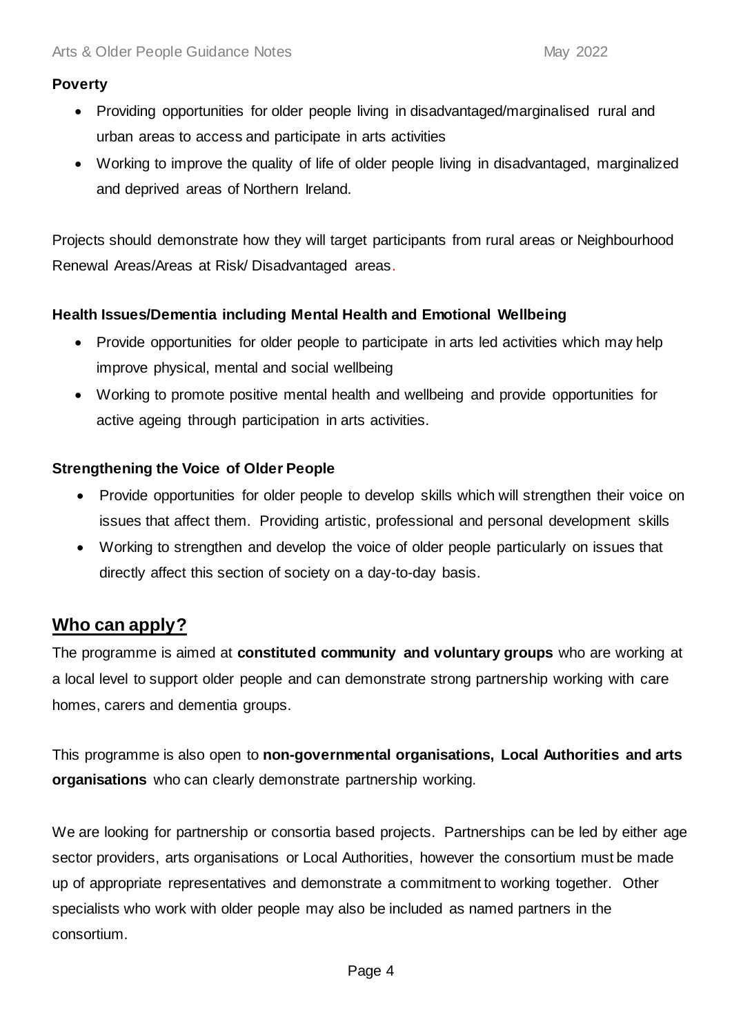**Poverty**

- Providing opportunities for older people living in disadvantaged/marginalised rural and urban areas to access and participate in arts activities
- Working to improve the quality of life of older people living in disadvantaged, marginalized and deprived areas of Northern Ireland.

Projects should demonstrate how they will target participants from rural areas or Neighbourhood Renewal Areas/Areas at Risk/ Disadvantaged areas.

**Health Issues/Dementia including Mental Health and Emotional Wellbeing**

- Provide opportunities for older people to participate in arts led activities which may help improve physical, mental and social wellbeing
- Working to promote positive mental health and wellbeing and provide opportunities for active ageing through participation in arts activities.

**Strengthening the Voice of Older People**

- Provide opportunities for older people to develop skills which will strengthen their voice on issues that affect them. Providing artistic, professional and personal development skills
- Working to strengthen and develop the voice of older people particularly on issues that directly affect this section of society on a day-to-day basis.

## Who can apply?

The programme is aimed at **constituted community and voluntary groups** who are working at a local level to support older people and can demonstrate strong partnership working with care homes, carers and dementia groups.

This programme is also open to **non-governmental organisations, Local Authorities and arts organisations** who can clearly demonstrate partnership working.

We are looking for partnership or consortia based projects. Partnerships can be led by either age sector providers, arts organisations or Local Authorities, however the consortium must be made up of appropriate representatives and demonstrate a commitment to working together. Other specialists who work with older people may also be included as named partners in the consortium.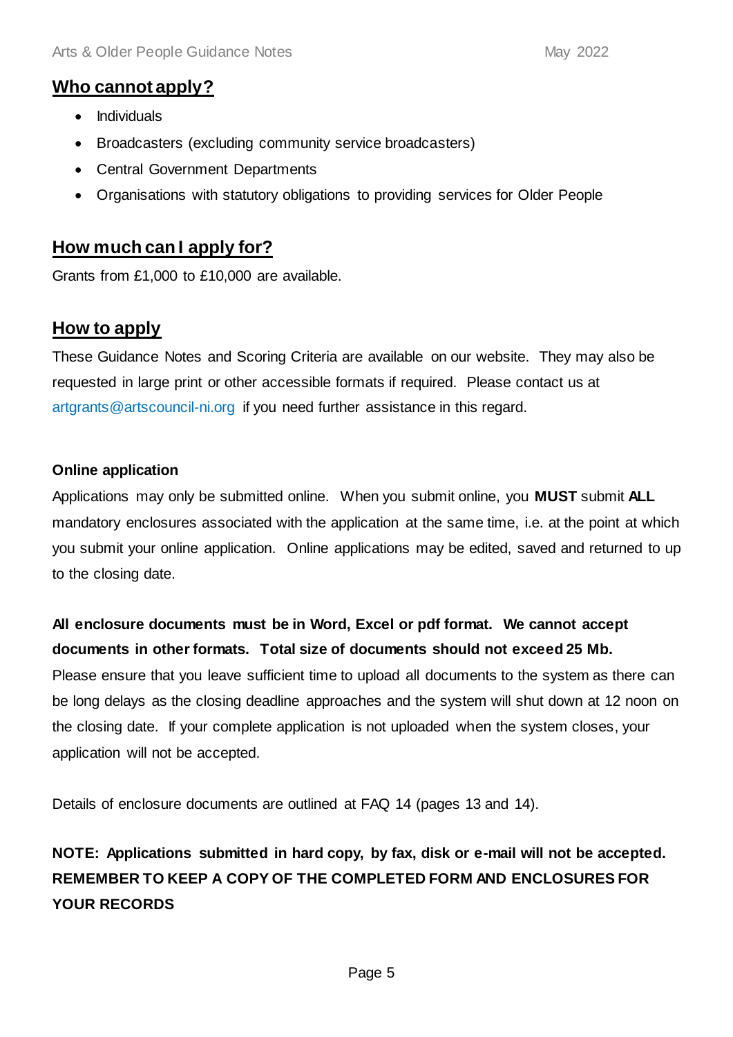## Who cannot apply?

- Individuals
- Broadcasters (excluding community service broadcasters)
- Central Government Departments
- Organisations with statutory obligations to providing services for Older People

## How much can I apply for?

Grants from £1,000 to £10,000 are available.

## How to apply

These Guidance Notes and Scoring Criteria are available on our website. They may also be requested in large print or other accessible formats if required. Please contact us at artgrants@artscouncil-ni.org if you need further assistance in this regard.

**Online application**

Applications may only be submitted online. When you submit online, you **MUST** submit **ALL** mandatory enclosures associated with the application at the same time, i.e. at the point at which you submit your online application. Online applications may be edited, saved and returned to up to the closing date.

**All enclosure documents must be in Word, Excel or pdf format. We cannot accept documents in other formats. Total size of documents should not exceed 25 Mb.**

Please ensure that you leave sufficient time to upload all documents to the system as there can be long delays as the closing deadline approaches and the system will shut down at 12 noon on the closing date. If your complete application is not uploaded when the system closes, your application will not be accepted.

Details of enclosure documents are outlined at FAQ 14 (pages 13 and 14).

**NOTE: Applications submitted in hard copy, by fax, disk or e-mail will not be accepted. REMEMBER TO KEEP A COPY OF THE COMPLETED FORM AND ENCLOSURES FOR YOUR RECORDS**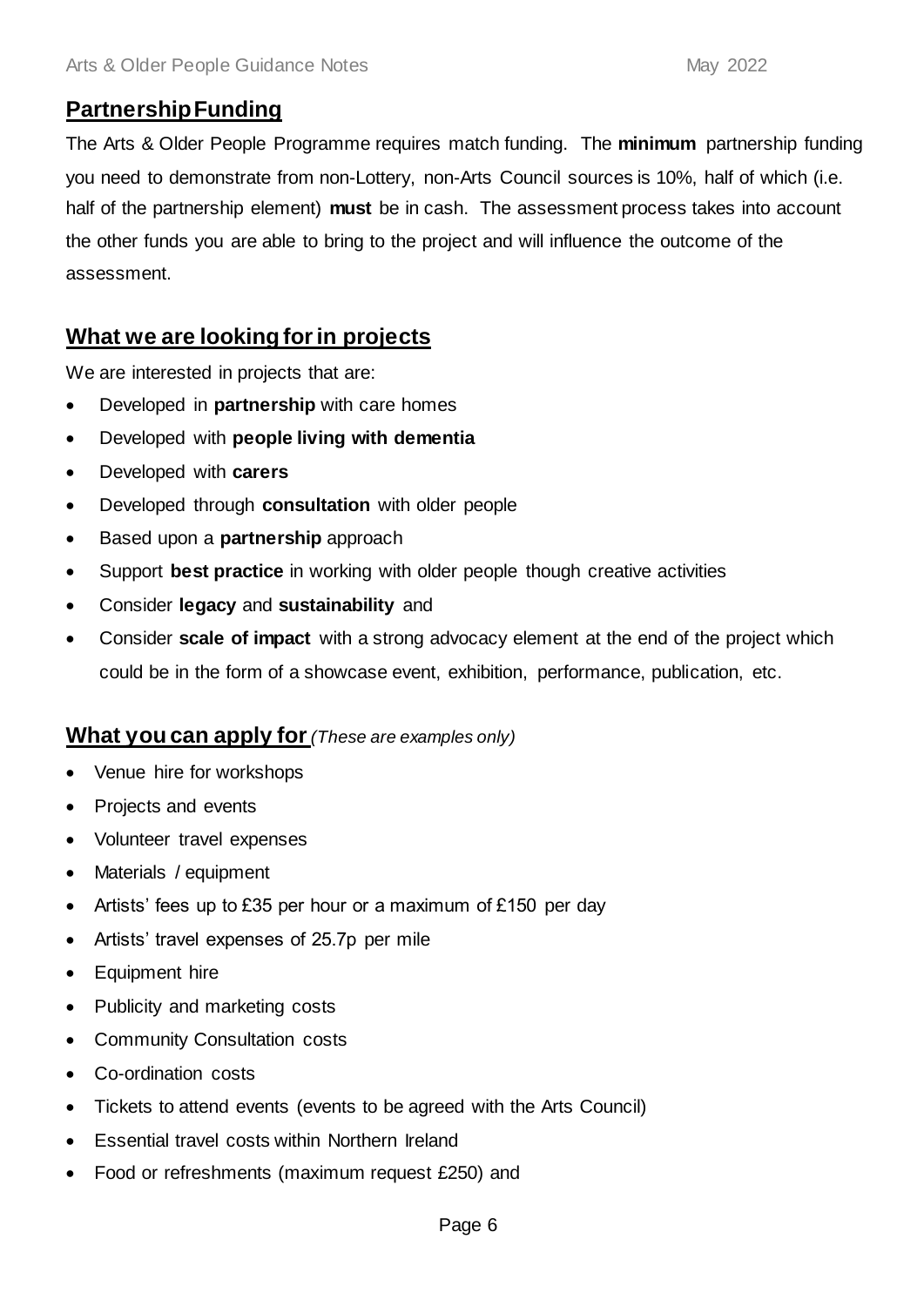## Partnership Funding

The Arts & Older People Programme requires match funding. The **minimum** partnership funding you need to demonstrate from non-Lottery, non-Arts Council sources is 10%, half of which (i.e. half of the partnership element) **must** be in cash. The assessment process takes into account the other funds you are able to bring to the project and will influence the outcome of the assessment.

## What we are looking for in projects

We are interested in projects that are:

- Developed in **partnership** with care homes
- Developed with **people living with dementia**
- Developed with **carers**
- Developed through **consultation** with older people
- Based upon a **partnership** approach
- Support **best practice** in working with older people though creative activities
- Consider **legacy** and **sustainability** and
- Consider **scale of impact** with a strong advocacy element at the end of the project which could be in the form of a showcase event, exhibition, performance, publication, etc.

## What you can apply for *(These are examples only)*

- Venue hire for workshops
- Projects and events
- Volunteer travel expenses
- Materials / equipment
- Artists' fees up to £35 per hour or a maximum of £150 per day
- Artists' travel expenses of 25.7p per mile
- Equipment hire
- Publicity and marketing costs
- Community Consultation costs
- Co-ordination costs
- Tickets to attend events (events to be agreed with the Arts Council)
- Essential travel costs within Northern Ireland
- Food or refreshments (maximum request £250) and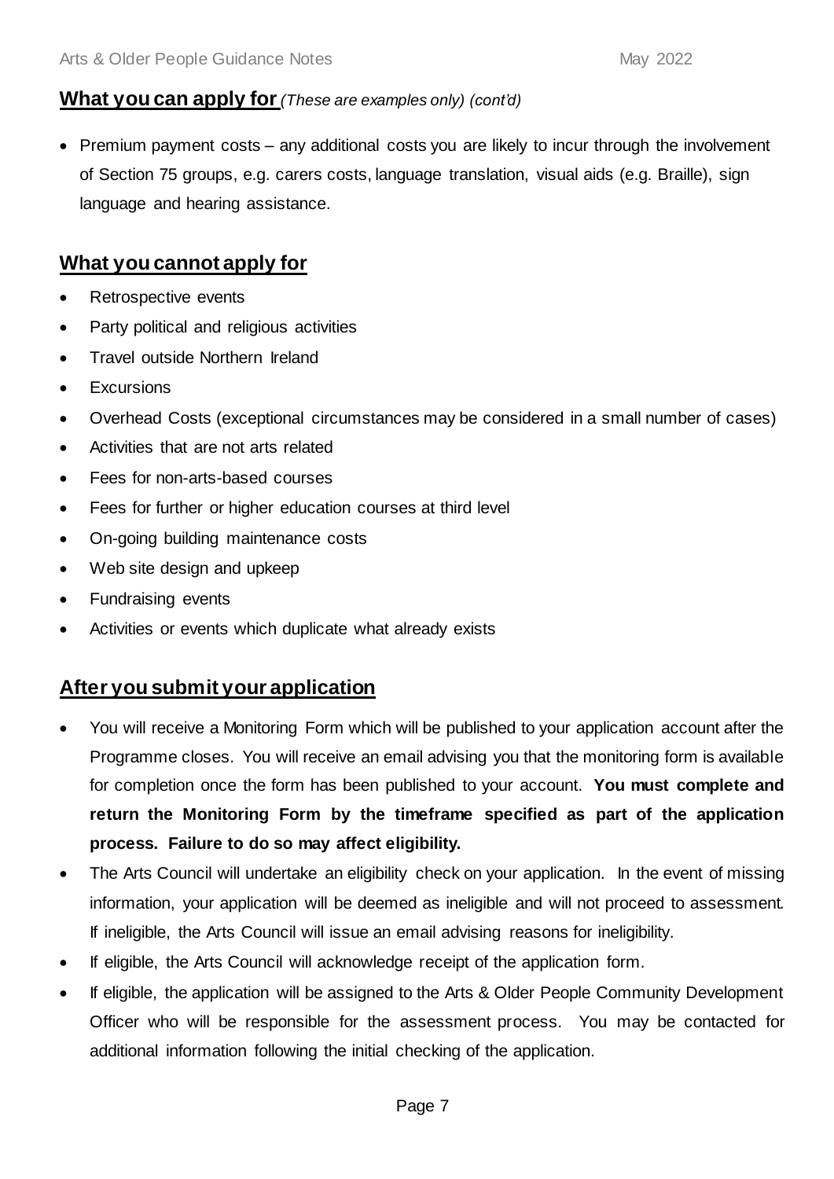## What you can apply for *(These are examples only) (cont'd)*

- Premium payment costs – any additional costs you are likely to incur through the involvement of Section 75 groups, e.g. carers costs, language translation, visual aids (e.g. Braille), sign language and hearing assistance.

## What you cannot apply for

- Retrospective events
- Party political and religious activities
- Travel outside Northern Ireland
- Excursions
- Overhead Costs (exceptional circumstances may be considered in a small number of cases)
- Activities that are not arts related
- Fees for non-arts-based courses
- Fees for further or higher education courses at third level
- On-going building maintenance costs
- Web site design and upkeep
- Fundraising events
- Activities or events which duplicate what already exists

## After you submit your application

- You will receive a Monitoring Form which will be published to your application account after the Programme closes. You will receive an email advising you that the monitoring form is available for completion once the form has been published to your account. **You must complete and return the Monitoring Form by the timeframe specified as part of the application process. Failure to do so may affect eligibility.**
- The Arts Council will undertake an eligibility check on your application. In the event of missing information, your application will be deemed as ineligible and will not proceed to assessment. If ineligible, the Arts Council will issue an email advising reasons for ineligibility.
- If eligible, the Arts Council will acknowledge receipt of the application form.
- If eligible, the application will be assigned to the Arts & Older People Community Development Officer who will be responsible for the assessment process. You may be contacted for additional information following the initial checking of the application.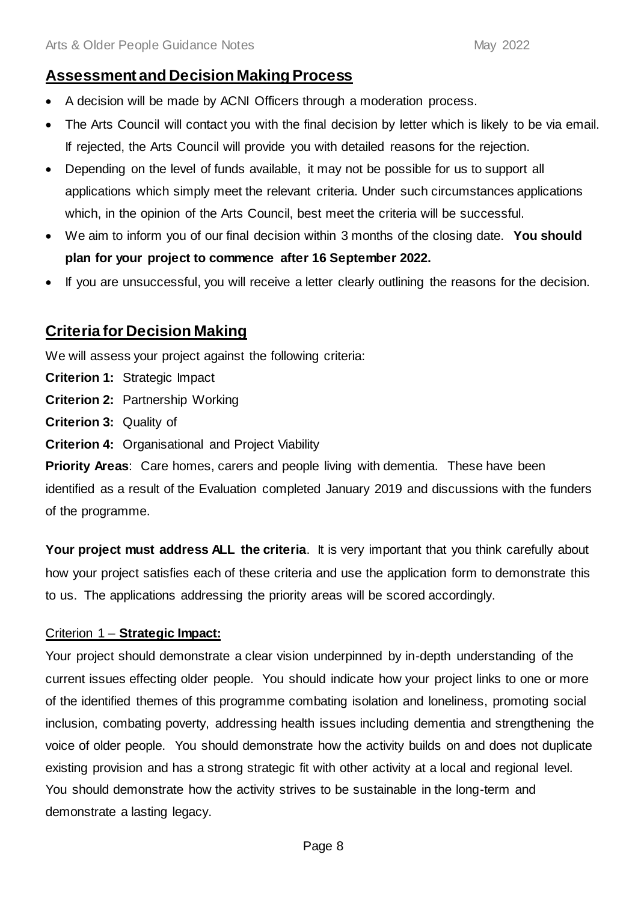## Assessment and Decision Making Process

- A decision will be made by ACNI Officers through a moderation process.
- The Arts Council will contact you with the final decision by letter which is likely to be via email. If rejected, the Arts Council will provide you with detailed reasons for the rejection.
- Depending on the level of funds available, it may not be possible for us to support all applications which simply meet the relevant criteria. Under such circumstances applications which, in the opinion of the Arts Council, best meet the criteria will be successful.
- We aim to inform you of our final decision within 3 months of the closing date. **You should plan for your project to commence after 16 September 2022.**
- If you are unsuccessful, you will receive a letter clearly outlining the reasons for the decision.

## Criteria for Decision Making

We will assess your project against the following criteria:

**Criterion 1:** Strategic Impact

**Criterion 2:** Partnership Working

**Criterion 3:** Quality of

**Criterion 4:** Organisational and Project Viability

**Priority Areas**: Care homes, carers and people living with dementia. These have been identified as a result of the Evaluation completed January 2019 and discussions with the funders of the programme.

**Your project must address ALL the criteria**. It is very important that you think carefully about how your project satisfies each of these criteria and use the application form to demonstrate this to us. The applications addressing the priority areas will be scored accordingly.

### Criterion 1 – **Strategic Impact:**

Your project should demonstrate a clear vision underpinned by in-depth understanding of the current issues effecting older people. You should indicate how your project links to one or more of the identified themes of this programme combating isolation and loneliness, promoting social inclusion, combating poverty, addressing health issues including dementia and strengthening the voice of older people. You should demonstrate how the activity builds on and does not duplicate existing provision and has a strong strategic fit with other activity at a local and regional level. You should demonstrate how the activity strives to be sustainable in the long-term and demonstrate a lasting legacy.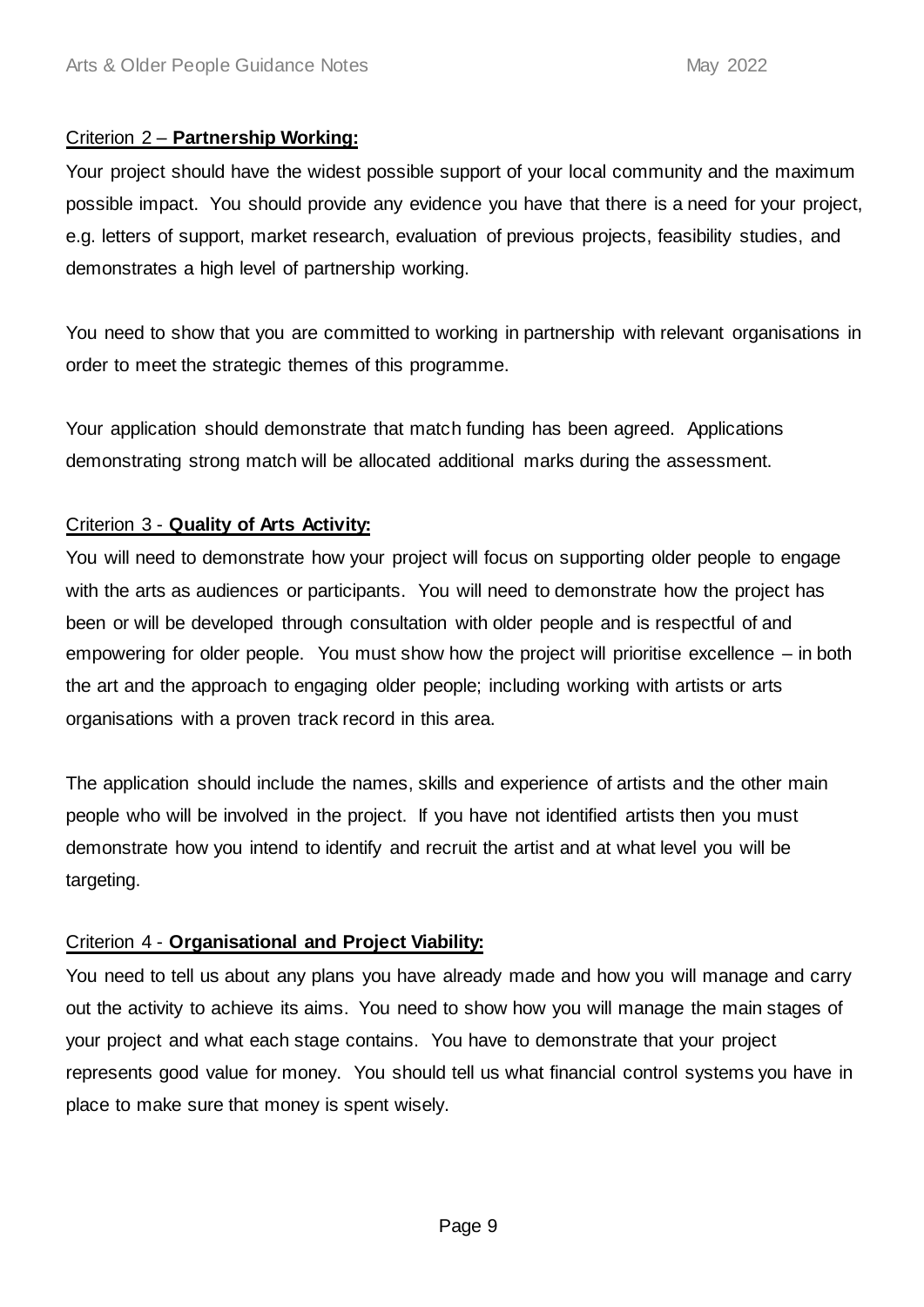Criterion 2 – **Partnership Working:**

Your project should have the widest possible support of your local community and the maximum possible impact. You should provide any evidence you have that there is a need for your project, e.g. letters of support, market research, evaluation of previous projects, feasibility studies, and demonstrates a high level of partnership working.

You need to show that you are committed to working in partnership with relevant organisations in order to meet the strategic themes of this programme.

Your application should demonstrate that match funding has been agreed. Applications demonstrating strong match will be allocated additional marks during the assessment.

Criterion 3 - **Quality of Arts Activity:**

You will need to demonstrate how your project will focus on supporting older people to engage with the arts as audiences or participants. You will need to demonstrate how the project has been or will be developed through consultation with older people and is respectful of and empowering for older people. You must show how the project will prioritise excellence – in both the art and the approach to engaging older people; including working with artists or arts organisations with a proven track record in this area.

The application should include the names, skills and experience of artists and the other main people who will be involved in the project. If you have not identified artists then you must demonstrate how you intend to identify and recruit the artist and at what level you will be targeting.

Criterion 4 - **Organisational and Project Viability:**

You need to tell us about any plans you have already made and how you will manage and carry out the activity to achieve its aims. You need to show how you will manage the main stages of your project and what each stage contains. You have to demonstrate that your project represents good value for money. You should tell us what financial control systems you have in place to make sure that money is spent wisely.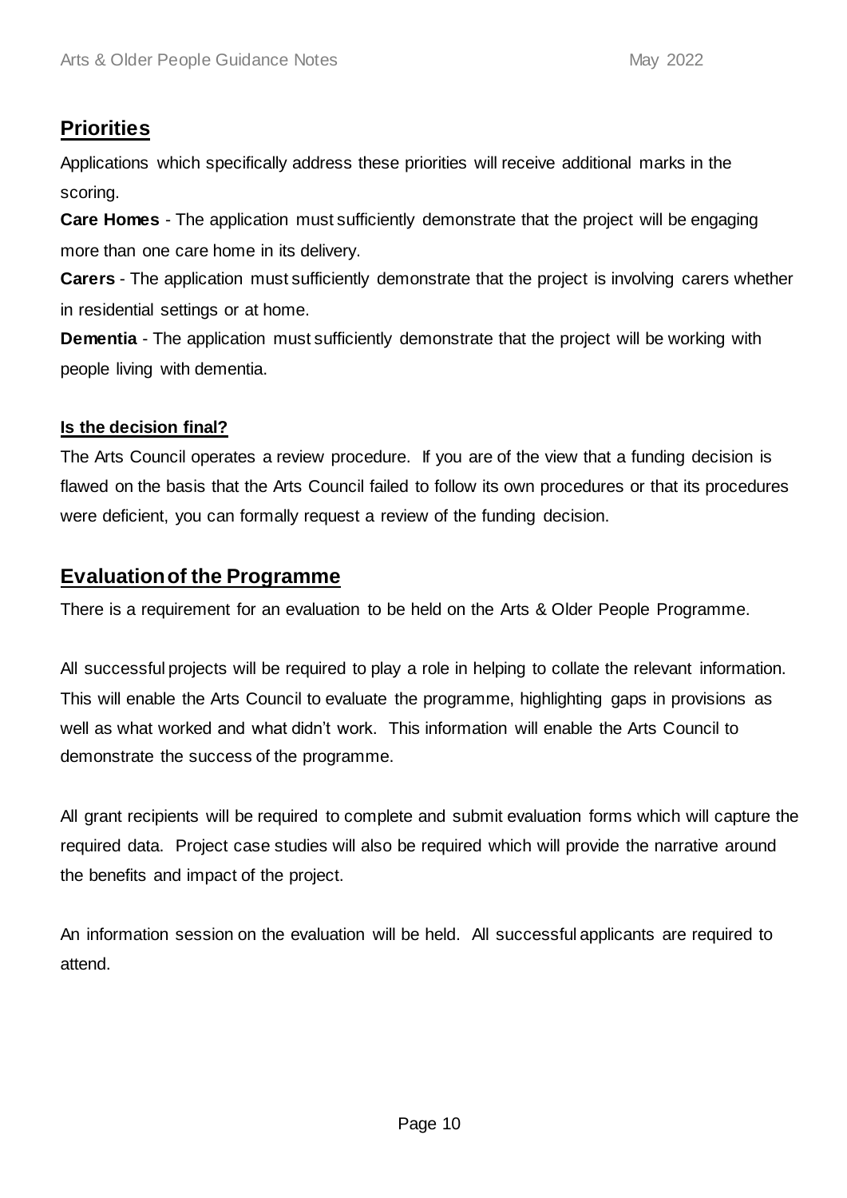## Priorities

Applications which specifically address these priorities will receive additional marks in the scoring.

**Care Homes** - The application must sufficiently demonstrate that the project will be engaging more than one care home in its delivery.

**Carers** - The application must sufficiently demonstrate that the project is involving carers whether in residential settings or at home.

**Dementia** - The application must sufficiently demonstrate that the project will be working with people living with dementia.

### Is the decision final?

The Arts Council operates a review procedure. If you are of the view that a funding decision is flawed on the basis that the Arts Council failed to follow its own procedures or that its procedures were deficient, you can formally request a review of the funding decision.

## Evaluation of the Programme

There is a requirement for an evaluation to be held on the Arts & Older People Programme.

All successful projects will be required to play a role in helping to collate the relevant information. This will enable the Arts Council to evaluate the programme, highlighting gaps in provisions as well as what worked and what didn't work. This information will enable the Arts Council to demonstrate the success of the programme.

All grant recipients will be required to complete and submit evaluation forms which will capture the required data. Project case studies will also be required which will provide the narrative around the benefits and impact of the project.

An information session on the evaluation will be held. All successful applicants are required to attend.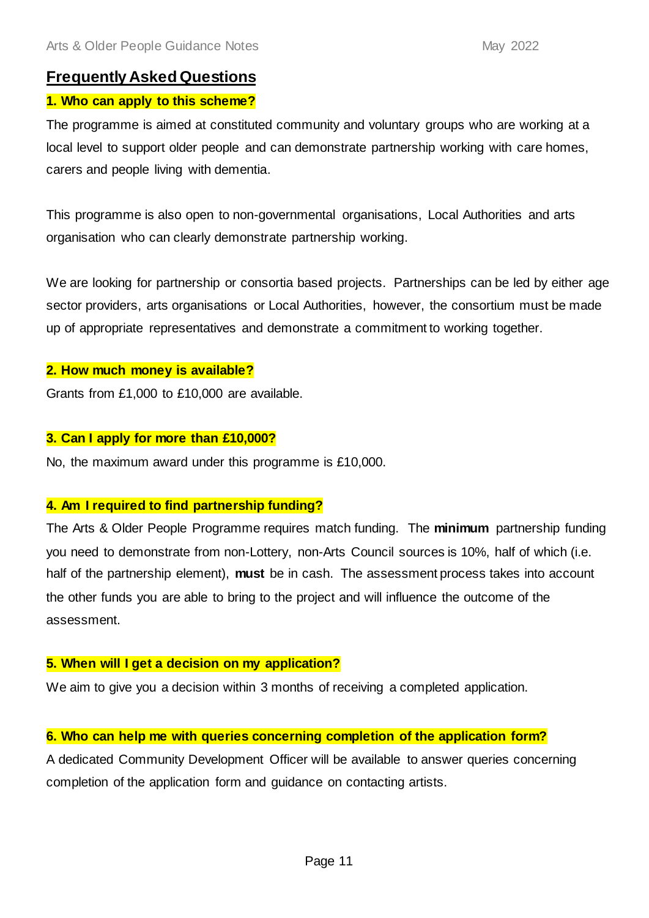## Frequently Asked Questions

### 1. Who can apply to this scheme?

The programme is aimed at constituted community and voluntary groups who are working at a local level to support older people and can demonstrate partnership working with care homes, carers and people living with dementia.

This programme is also open to non-governmental organisations, Local Authorities and arts organisation who can clearly demonstrate partnership working.

We are looking for partnership or consortia based projects. Partnerships can be led by either age sector providers, arts organisations or Local Authorities, however, the consortium must be made up of appropriate representatives and demonstrate a commitment to working together.

### 2. How much money is available?

Grants from £1,000 to £10,000 are available.

### 3. Can I apply for more than £10,000?

No, the maximum award under this programme is £10,000.

### 4. Am I required to find partnership funding?

The Arts & Older People Programme requires match funding. The **minimum** partnership funding you need to demonstrate from non-Lottery, non-Arts Council sources is 10%, half of which (i.e. half of the partnership element), **must** be in cash. The assessment process takes into account the other funds you are able to bring to the project and will influence the outcome of the assessment.

### 5. When will I get a decision on my application?

We aim to give you a decision within 3 months of receiving a completed application.

### 6. Who can help me with queries concerning completion of the application form?

A dedicated Community Development Officer will be available to answer queries concerning completion of the application form and guidance on contacting artists.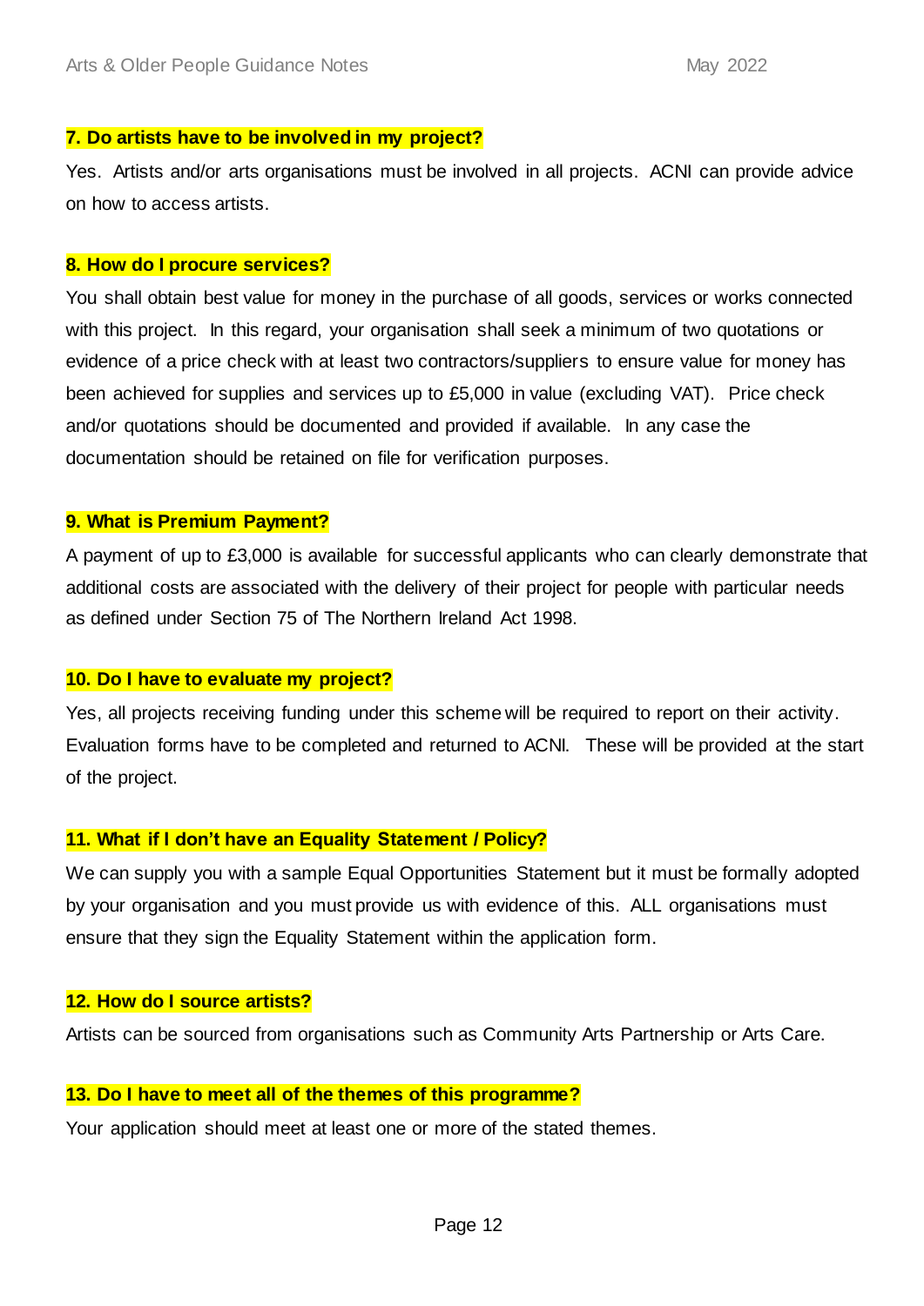### 7. Do artists have to be involved in my project?

Yes. Artists and/or arts organisations must be involved in all projects. ACNI can provide advice on how to access artists.

### 8. How do I procure services?

You shall obtain best value for money in the purchase of all goods, services or works connected with this project. In this regard, your organisation shall seek a minimum of two quotations or evidence of a price check with at least two contractors/suppliers to ensure value for money has been achieved for supplies and services up to £5,000 in value (excluding VAT). Price check and/or quotations should be documented and provided if available. In any case the documentation should be retained on file for verification purposes.

### 9. What is Premium Payment?

A payment of up to £3,000 is available for successful applicants who can clearly demonstrate that additional costs are associated with the delivery of their project for people with particular needs as defined under Section 75 of The Northern Ireland Act 1998.

### 10. Do I have to evaluate my project?

Yes, all projects receiving funding under this scheme will be required to report on their activity. Evaluation forms have to be completed and returned to ACNI. These will be provided at the start of the project.

### 11. What if I don't have an Equality Statement / Policy?

We can supply you with a sample Equal Opportunities Statement but it must be formally adopted by your organisation and you must provide us with evidence of this. ALL organisations must ensure that they sign the Equality Statement within the application form.

### 12. How do I source artists?

Artists can be sourced from organisations such as Community Arts Partnership or Arts Care.

### 13. Do I have to meet all of the themes of this programme?

Your application should meet at least one or more of the stated themes.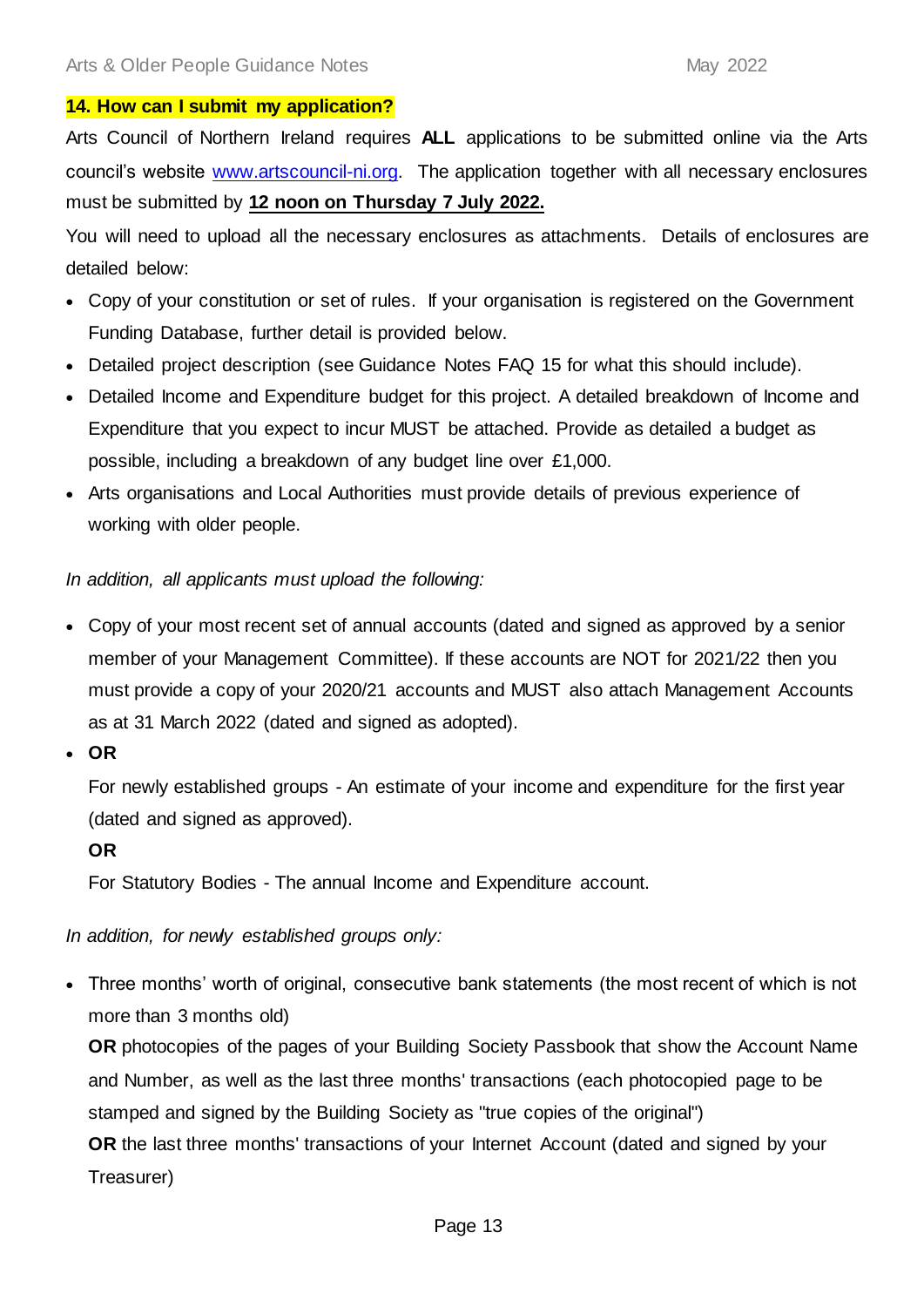## 14. How can I submit my application?

Arts Council of Northern Ireland requires **ALL** applications to be submitted online via the Arts council's website [www.artscouncil-ni.org](http://www.artscouncil-ni.org). The application together with all necessary enclosures must be submitted by **12 noon on Thursday 7 July 2022.**

You will need to upload all the necessary enclosures as attachments. Details of enclosures are detailed below:

- Copy of your constitution or set of rules. If your organisation is registered on the Government Funding Database, further detail is provided below.
- Detailed project description (see Guidance Notes FAQ 15 for what this should include).
- Detailed Income and Expenditure budget for this project. A detailed breakdown of Income and Expenditure that you expect to incur MUST be attached. Provide as detailed a budget as possible, including a breakdown of any budget line over £1,000.
- Arts organisations and Local Authorities must provide details of previous experience of working with older people.

*In addition, all applicants must upload the following:*

- Copy of your most recent set of annual accounts (dated and signed as approved by a senior member of your Management Committee). If these accounts are NOT for 2021/22 then you must provide a copy of your 2020/21 accounts and MUST also attach Management Accounts as at 31 March 2022 (dated and signed as adopted).
- **OR**

  For newly established groups - An estimate of your income and expenditure for the first year (dated and signed as approved).

  **OR**

  For Statutory Bodies - The annual Income and Expenditure account.

*In addition, for newly established groups only:*

- Three months' worth of original, consecutive bank statements (the most recent of which is not more than 3 months old)

  **OR** photocopies of the pages of your Building Society Passbook that show the Account Name and Number, as well as the last three months' transactions (each photocopied page to be stamped and signed by the Building Society as "true copies of the original")

  **OR** the last three months' transactions of your Internet Account (dated and signed by your Treasurer)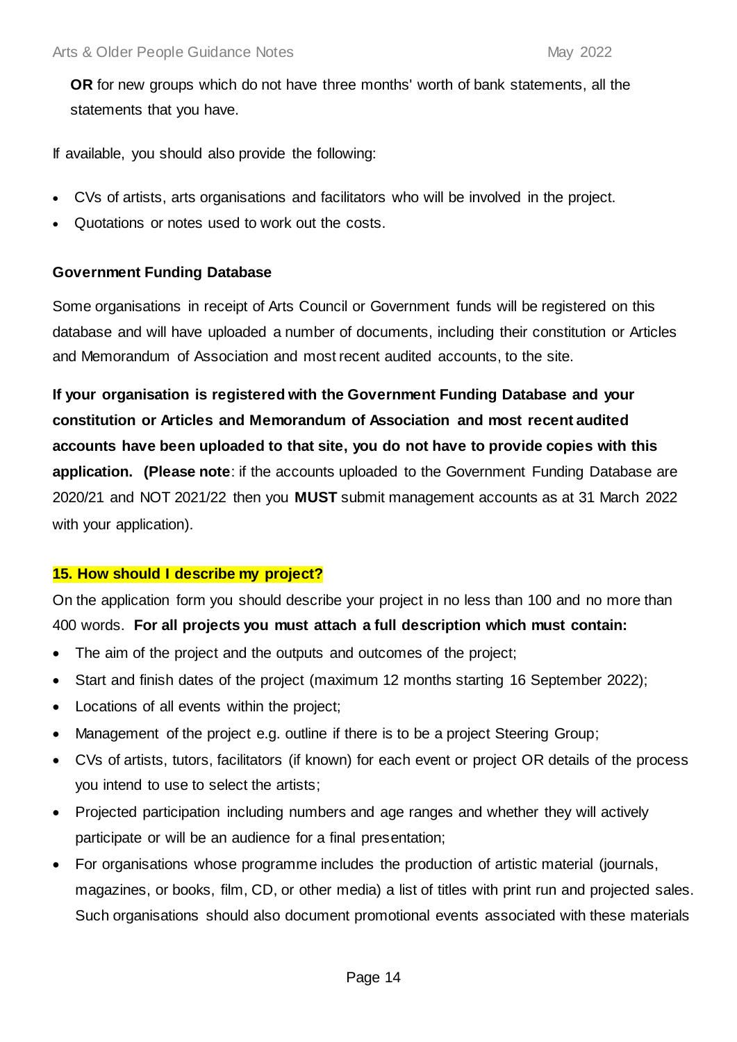**OR** for new groups which do not have three months' worth of bank statements, all the statements that you have.

If available, you should also provide the following:

- CVs of artists, arts organisations and facilitators who will be involved in the project.
- Quotations or notes used to work out the costs.

**Government Funding Database**

Some organisations in receipt of Arts Council or Government funds will be registered on this database and will have uploaded a number of documents, including their constitution or Articles and Memorandum of Association and most recent audited accounts, to the site.

**If your organisation is registered with the Government Funding Database and your constitution or Articles and Memorandum of Association and most recent audited accounts have been uploaded to that site, you do not have to provide copies with this application. (Please note**: if the accounts uploaded to the Government Funding Database are 2020/21 and NOT 2021/22 then you **MUST** submit management accounts as at 31 March 2022 with your application).

## 15. How should I describe my project?

On the application form you should describe your project in no less than 100 and no more than 400 words. **For all projects you must attach a full description which must contain:**

- The aim of the project and the outputs and outcomes of the project;
- Start and finish dates of the project (maximum 12 months starting 16 September 2022);
- Locations of all events within the project;
- Management of the project e.g. outline if there is to be a project Steering Group;
- CVs of artists, tutors, facilitators (if known) for each event or project OR details of the process you intend to use to select the artists;
- Projected participation including numbers and age ranges and whether they will actively participate or will be an audience for a final presentation;
- For organisations whose programme includes the production of artistic material (journals, magazines, or books, film, CD, or other media) a list of titles with print run and projected sales. Such organisations should also document promotional events associated with these materials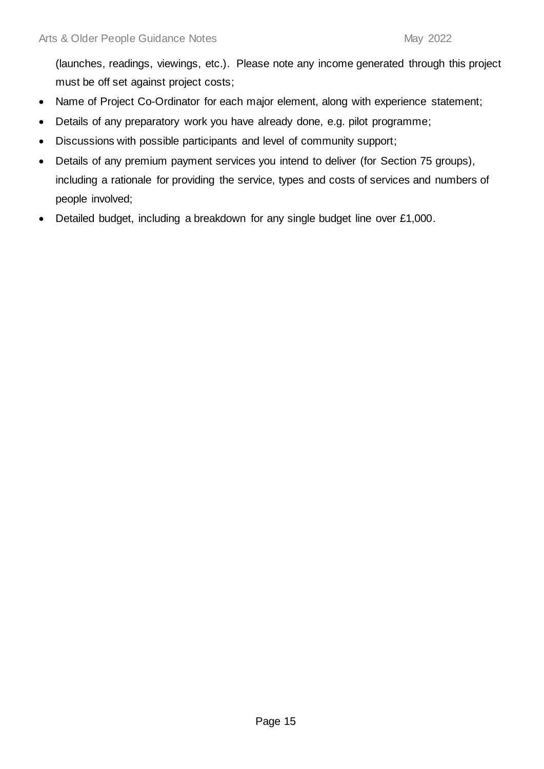(launches, readings, viewings, etc.). Please note any income generated through this project must be off set against project costs;

- Name of Project Co-Ordinator for each major element, along with experience statement;
- Details of any preparatory work you have already done, e.g. pilot programme;
- Discussions with possible participants and level of community support;
- Details of any premium payment services you intend to deliver (for Section 75 groups), including a rationale for providing the service, types and costs of services and numbers of people involved;
- Detailed budget, including a breakdown for any single budget line over £1,000.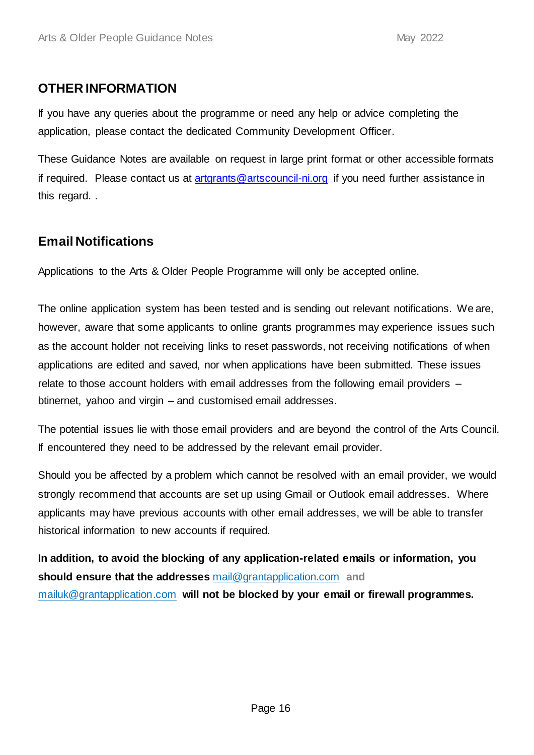## OTHER INFORMATION

If you have any queries about the programme or need any help or advice completing the application, please contact the dedicated Community Development Officer.

These Guidance Notes are available on request in large print format or other accessible formats if required. Please contact us at artgrants@artscouncil-ni.org if you need further assistance in this regard. .

## Email Notifications

Applications to the Arts & Older People Programme will only be accepted online.

The online application system has been tested and is sending out relevant notifications. We are, however, aware that some applicants to online grants programmes may experience issues such as the account holder not receiving links to reset passwords, not receiving notifications of when applications are edited and saved, nor when applications have been submitted. These issues relate to those account holders with email addresses from the following email providers – btinernet, yahoo and virgin – and customised email addresses.

The potential issues lie with those email providers and are beyond the control of the Arts Council. If encountered they need to be addressed by the relevant email provider.

Should you be affected by a problem which cannot be resolved with an email provider, we would strongly recommend that accounts are set up using Gmail or Outlook email addresses. Where applicants may have previous accounts with other email addresses, we will be able to transfer historical information to new accounts if required.

**In addition, to avoid the blocking of any application-related emails or information, you should ensure that the addresses** mail@grantapplication.com **and** mailuk@grantapplication.com **will not be blocked by your email or firewall programmes.**